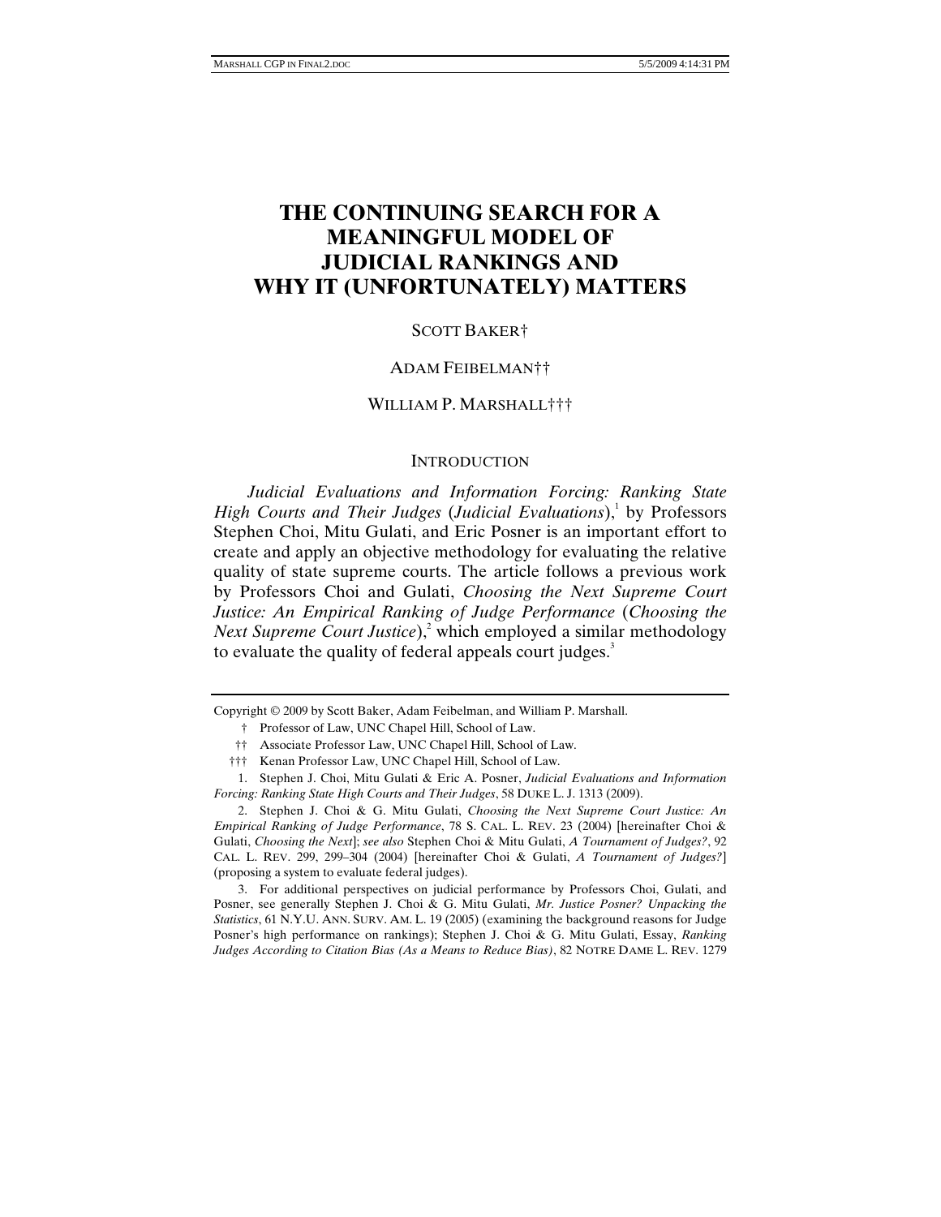# THE CONTINUING SEARCH FOR A MEANINGFUL MODEL OF JUDICIAL RANKINGS AND WHY IT (UNFORTUNATELY) MATTERS

SCOTT BAKER†

ADAM FEIBELMAN††

WILLIAM P. MARSHALL†††

## INTRODUCTION

*Judicial Evaluations and Information Forcing: Ranking State High Courts and Their Judges* (*Judicial Evaluations*),[1] by Professors Stephen Choi, Mitu Gulati, and Eric Posner is an important effort to create and apply an objective methodology for evaluating the relative quality of state supreme courts. The article follows a previous work by Professors Choi and Gulati, *Choosing the Next Supreme Court Justice: An Empirical Ranking of Judge Performance* (*Choosing the Next Supreme Court Justice*),[2] which employed a similar methodology to evaluate the quality of federal appeals court judges.[3]

---

Copyright © 2009 by Scott Baker, Adam Feibelman, and William P. Marshall.

† Professor of Law, UNC Chapel Hill, School of Law.

†† Associate Professor Law, UNC Chapel Hill, School of Law.

††† Kenan Professor Law, UNC Chapel Hill, School of Law.

1. Stephen J. Choi, Mitu Gulati & Eric A. Posner, *Judicial Evaluations and Information Forcing: Ranking State High Courts and Their Judges*, 58 DUKE L. J. 1313 (2009).

2. Stephen J. Choi & G. Mitu Gulati, *Choosing the Next Supreme Court Justice: An Empirical Ranking of Judge Performance*, 78 S. CAL. L. REV. 23 (2004) [hereinafter Choi & Gulati, *Choosing the Next*]; *see also* Stephen Choi & Mitu Gulati, *A Tournament of Judges?*, 92 CAL. L. REV. 299, 299–304 (2004) [hereinafter Choi & Gulati, *A Tournament of Judges?*] (proposing a system to evaluate federal judges).

3. For additional perspectives on judicial performance by Professors Choi, Gulati, and Posner, see generally Stephen J. Choi & G. Mitu Gulati, *Mr. Justice Posner? Unpacking the Statistics*, 61 N.Y.U. ANN. SURV. AM. L. 19 (2005) (examining the background reasons for Judge Posner's high performance on rankings); Stephen J. Choi & G. Mitu Gulati, Essay, *Ranking Judges According to Citation Bias (As a Means to Reduce Bias)*, 82 NOTRE DAME L. REV. 1279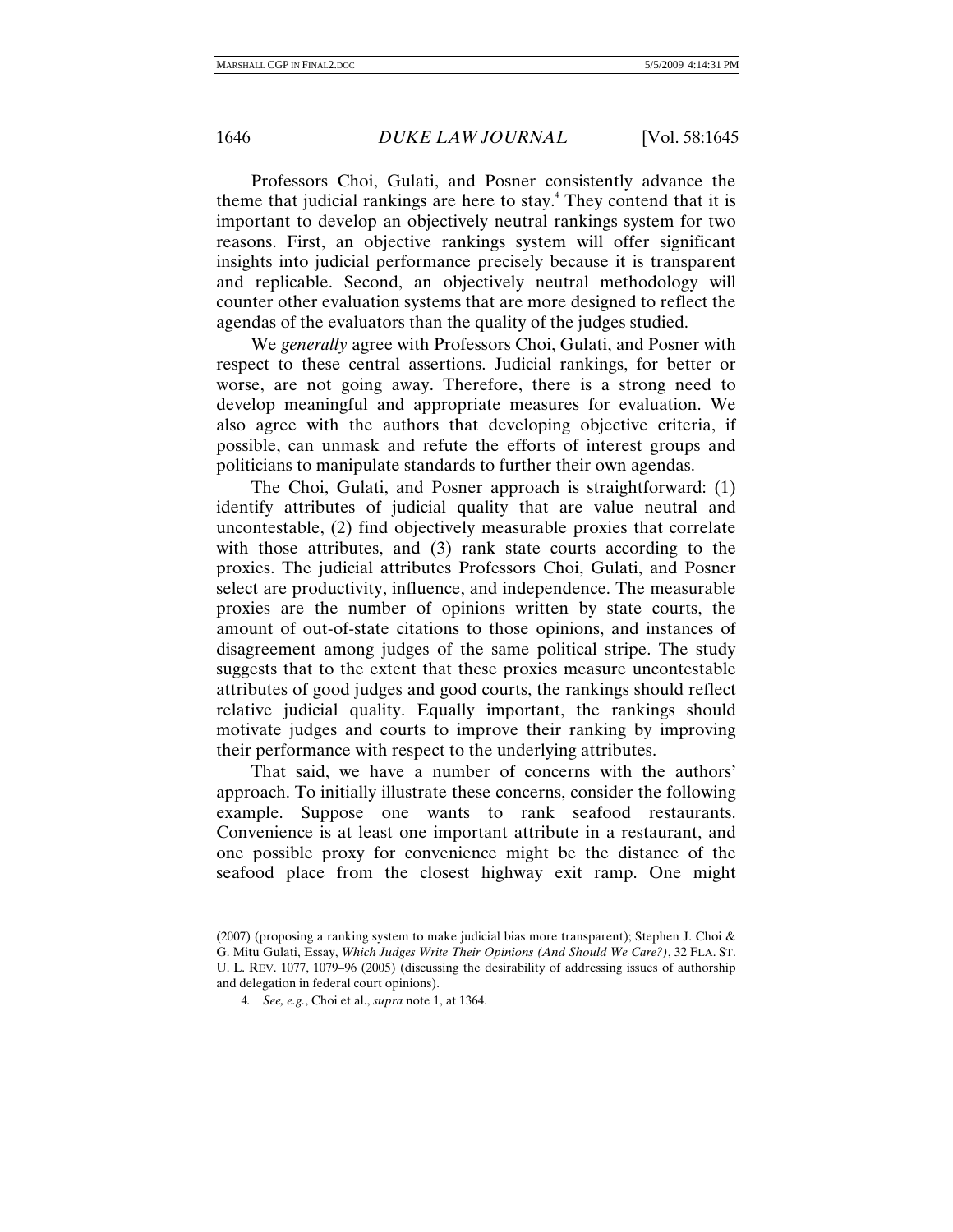Professors Choi, Gulati, and Posner consistently advance the theme that judicial rankings are here to stay.[4] They contend that it is important to develop an objectively neutral rankings system for two reasons. First, an objective rankings system will offer significant insights into judicial performance precisely because it is transparent and replicable. Second, an objectively neutral methodology will counter other evaluation systems that are more designed to reflect the agendas of the evaluators than the quality of the judges studied.

We *generally* agree with Professors Choi, Gulati, and Posner with respect to these central assertions. Judicial rankings, for better or worse, are not going away. Therefore, there is a strong need to develop meaningful and appropriate measures for evaluation. We also agree with the authors that developing objective criteria, if possible, can unmask and refute the efforts of interest groups and politicians to manipulate standards to further their own agendas.

The Choi, Gulati, and Posner approach is straightforward: (1) identify attributes of judicial quality that are value neutral and uncontestable, (2) find objectively measurable proxies that correlate with those attributes, and (3) rank state courts according to the proxies. The judicial attributes Professors Choi, Gulati, and Posner select are productivity, influence, and independence. The measurable proxies are the number of opinions written by state courts, the amount of out-of-state citations to those opinions, and instances of disagreement among judges of the same political stripe. The study suggests that to the extent that these proxies measure uncontestable attributes of good judges and good courts, the rankings should reflect relative judicial quality. Equally important, the rankings should motivate judges and courts to improve their ranking by improving their performance with respect to the underlying attributes.

That said, we have a number of concerns with the authors' approach. To initially illustrate these concerns, consider the following example. Suppose one wants to rank seafood restaurants. Convenience is at least one important attribute in a restaurant, and one possible proxy for convenience might be the distance of the seafood place from the closest highway exit ramp. One might

---

(2007) (proposing a ranking system to make judicial bias more transparent); Stephen J. Choi & G. Mitu Gulati, Essay, *Which Judges Write Their Opinions (And Should We Care?)*, 32 FLA. ST. U. L. REV. 1077, 1079–96 (2005) (discussing the desirability of addressing issues of authorship and delegation in federal court opinions).

4. *See, e.g.*, Choi et al., *supra* note 1, at 1364.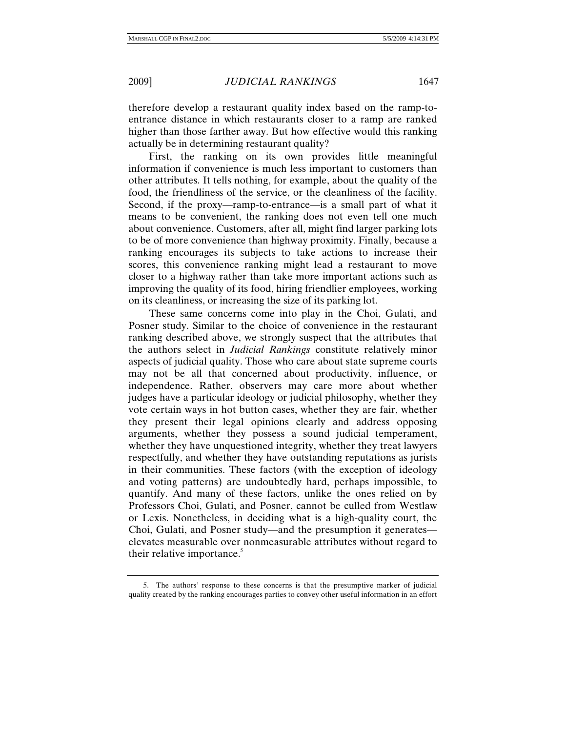therefore develop a restaurant quality index based on the ramp-to-entrance distance in which restaurants closer to a ramp are ranked higher than those farther away. But how effective would this ranking actually be in determining restaurant quality?

First, the ranking on its own provides little meaningful information if convenience is much less important to customers than other attributes. It tells nothing, for example, about the quality of the food, the friendliness of the service, or the cleanliness of the facility. Second, if the proxy—ramp-to-entrance—is a small part of what it means to be convenient, the ranking does not even tell one much about convenience. Customers, after all, might find larger parking lots to be of more convenience than highway proximity. Finally, because a ranking encourages its subjects to take actions to increase their scores, this convenience ranking might lead a restaurant to move closer to a highway rather than take more important actions such as improving the quality of its food, hiring friendlier employees, working on its cleanliness, or increasing the size of its parking lot.

These same concerns come into play in the Choi, Gulati, and Posner study. Similar to the choice of convenience in the restaurant ranking described above, we strongly suspect that the attributes that the authors select in *Judicial Rankings* constitute relatively minor aspects of judicial quality. Those who care about state supreme courts may not be all that concerned about productivity, influence, or independence. Rather, observers may care more about whether judges have a particular ideology or judicial philosophy, whether they vote certain ways in hot button cases, whether they are fair, whether they present their legal opinions clearly and address opposing arguments, whether they possess a sound judicial temperament, whether they have unquestioned integrity, whether they treat lawyers respectfully, and whether they have outstanding reputations as jurists in their communities. These factors (with the exception of ideology and voting patterns) are undoubtedly hard, perhaps impossible, to quantify. And many of these factors, unlike the ones relied on by Professors Choi, Gulati, and Posner, cannot be culled from Westlaw or Lexis. Nonetheless, in deciding what is a high-quality court, the Choi, Gulati, and Posner study—and the presumption it generates—elevates measurable over nonmeasurable attributes without regard to their relative importance.[5]

5. The authors' response to these concerns is that the presumptive marker of judicial quality created by the ranking encourages parties to convey other useful information in an effort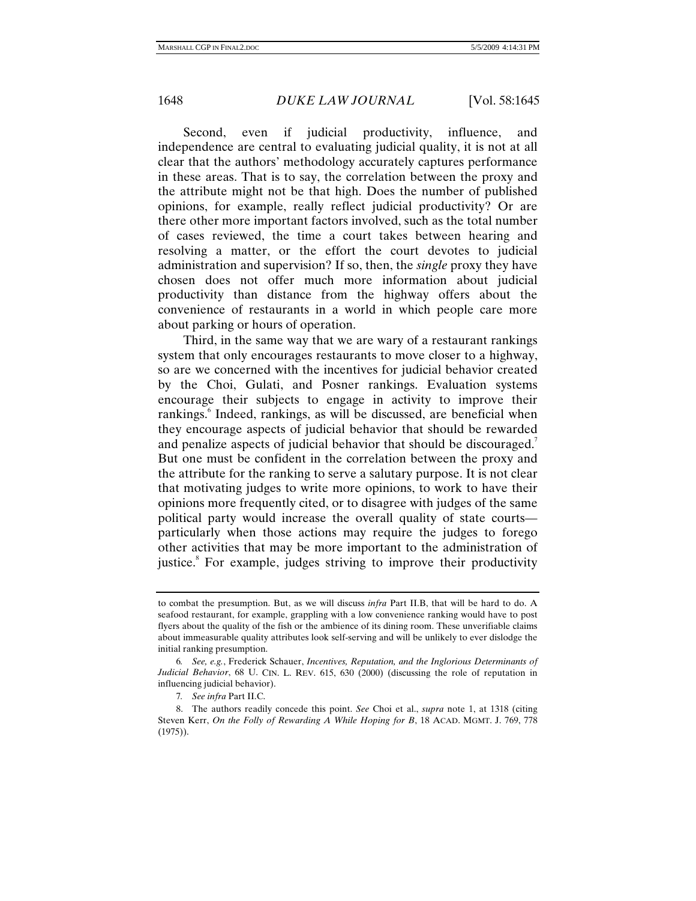Second, even if judicial productivity, influence, and independence are central to evaluating judicial quality, it is not at all clear that the authors' methodology accurately captures performance in these areas. That is to say, the correlation between the proxy and the attribute might not be that high. Does the number of published opinions, for example, really reflect judicial productivity? Or are there other more important factors involved, such as the total number of cases reviewed, the time a court takes between hearing and resolving a matter, or the effort the court devotes to judicial administration and supervision? If so, then, the *single* proxy they have chosen does not offer much more information about judicial productivity than distance from the highway offers about the convenience of restaurants in a world in which people care more about parking or hours of operation.

Third, in the same way that we are wary of a restaurant rankings system that only encourages restaurants to move closer to a highway, so are we concerned with the incentives for judicial behavior created by the Choi, Gulati, and Posner rankings. Evaluation systems encourage their subjects to engage in activity to improve their rankings.[6] Indeed, rankings, as will be discussed, are beneficial when they encourage aspects of judicial behavior that should be rewarded and penalize aspects of judicial behavior that should be discouraged.[7] But one must be confident in the correlation between the proxy and the attribute for the ranking to serve a salutary purpose. It is not clear that motivating judges to write more opinions, to work to have their opinions more frequently cited, or to disagree with judges of the same political party would increase the overall quality of state courts—particularly when those actions may require the judges to forego other activities that may be more important to the administration of justice.[8] For example, judges striving to improve their productivity

---

to combat the presumption. But, as we will discuss *infra* Part II.B, that will be hard to do. A seafood restaurant, for example, grappling with a low convenience ranking would have to post flyers about the quality of the fish or the ambience of its dining room. These unverifiable claims about immeasurable quality attributes look self-serving and will be unlikely to ever dislodge the initial ranking presumption.

6. *See, e.g.*, Frederick Schauer, *Incentives, Reputation, and the Inglorious Determinants of Judicial Behavior*, 68 U. CIN. L. REV. 615, 630 (2000) (discussing the role of reputation in influencing judicial behavior).

7. *See infra* Part II.C.

8. The authors readily concede this point. *See* Choi et al., *supra* note 1, at 1318 (citing Steven Kerr, *On the Folly of Rewarding A While Hoping for B*, 18 ACAD. MGMT. J. 769, 778 (1975)).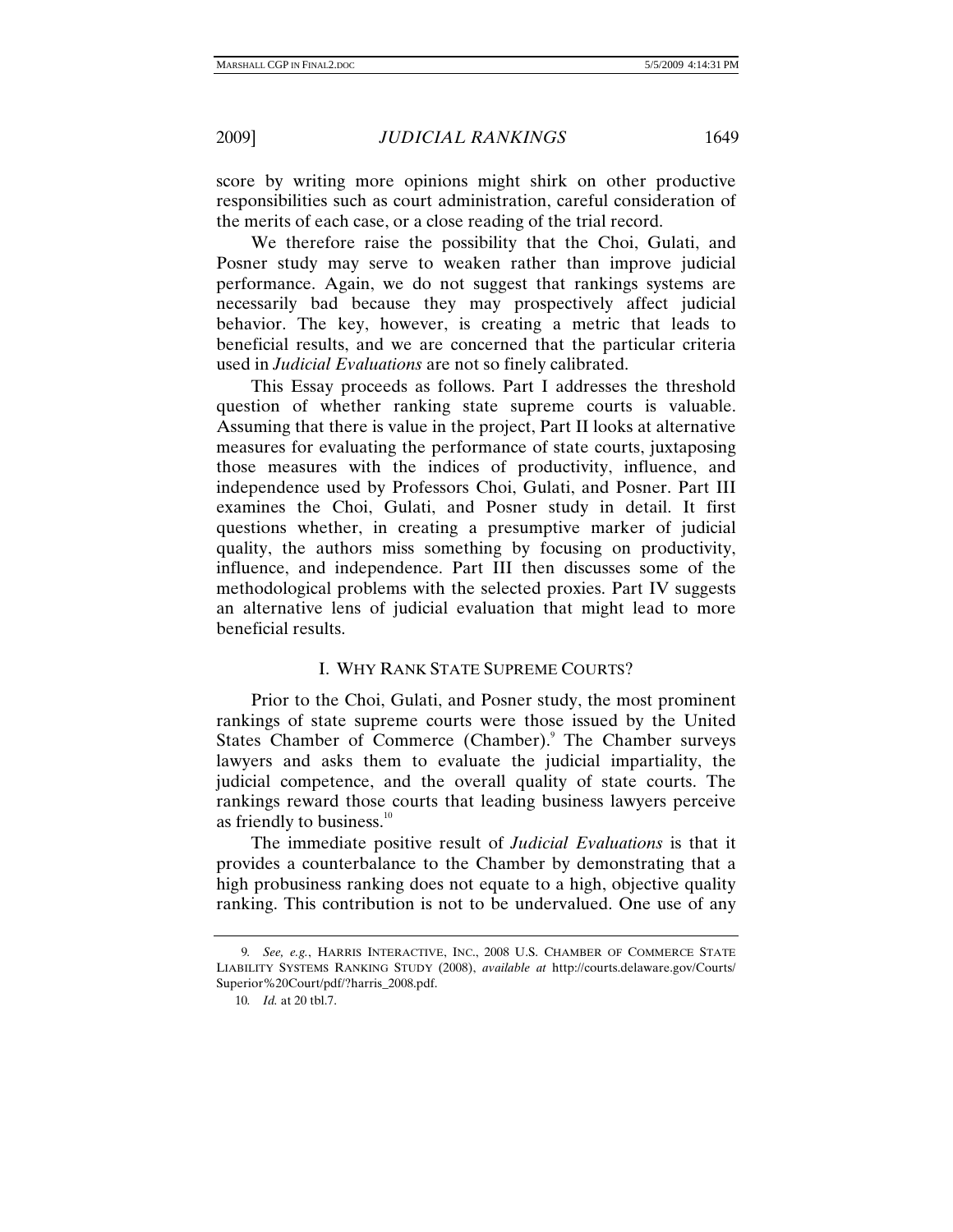score by writing more opinions might shirk on other productive responsibilities such as court administration, careful consideration of the merits of each case, or a close reading of the trial record.

We therefore raise the possibility that the Choi, Gulati, and Posner study may serve to weaken rather than improve judicial performance. Again, we do not suggest that rankings systems are necessarily bad because they may prospectively affect judicial behavior. The key, however, is creating a metric that leads to beneficial results, and we are concerned that the particular criteria used in *Judicial Evaluations* are not so finely calibrated.

This Essay proceeds as follows. Part I addresses the threshold question of whether ranking state supreme courts is valuable. Assuming that there is value in the project, Part II looks at alternative measures for evaluating the performance of state courts, juxtaposing those measures with the indices of productivity, influence, and independence used by Professors Choi, Gulati, and Posner. Part III examines the Choi, Gulati, and Posner study in detail. It first questions whether, in creating a presumptive marker of judicial quality, the authors miss something by focusing on productivity, influence, and independence. Part III then discusses some of the methodological problems with the selected proxies. Part IV suggests an alternative lens of judicial evaluation that might lead to more beneficial results.

## I. WHY RANK STATE SUPREME COURTS?

Prior to the Choi, Gulati, and Posner study, the most prominent rankings of state supreme courts were those issued by the United States Chamber of Commerce (Chamber).[9] The Chamber surveys lawyers and asks them to evaluate the judicial impartiality, the judicial competence, and the overall quality of state courts. The rankings reward those courts that leading business lawyers perceive as friendly to business.[10]

The immediate positive result of *Judicial Evaluations* is that it provides a counterbalance to the Chamber by demonstrating that a high probusiness ranking does not equate to a high, objective quality ranking. This contribution is not to be undervalued. One use of any

---

9. *See, e.g.*, HARRIS INTERACTIVE, INC., 2008 U.S. CHAMBER OF COMMERCE STATE LIABILITY SYSTEMS RANKING STUDY (2008), *available at* http://courts.delaware.gov/Courts/Superior%20Court/pdf/?harris_2008.pdf.

10. *Id.* at 20 tbl.7.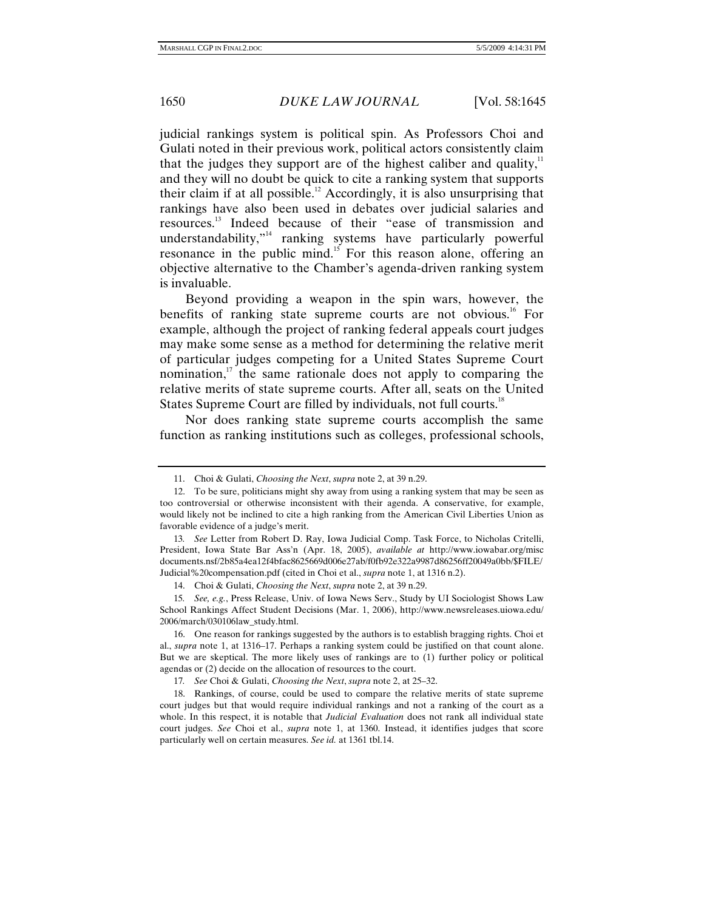judicial rankings system is political spin. As Professors Choi and Gulati noted in their previous work, political actors consistently claim that the judges they support are of the highest caliber and quality,[11] and they will no doubt be quick to cite a ranking system that supports their claim if at all possible.[12] Accordingly, it is also unsurprising that rankings have also been used in debates over judicial salaries and resources.[13] Indeed because of their "ease of transmission and understandability,"[14] ranking systems have particularly powerful resonance in the public mind.[15] For this reason alone, offering an objective alternative to the Chamber's agenda-driven ranking system is invaluable.

Beyond providing a weapon in the spin wars, however, the benefits of ranking state supreme courts are not obvious.[16] For example, although the project of ranking federal appeals court judges may make some sense as a method for determining the relative merit of particular judges competing for a United States Supreme Court nomination,[17] the same rationale does not apply to comparing the relative merits of state supreme courts. After all, seats on the United States Supreme Court are filled by individuals, not full courts.[18]

Nor does ranking state supreme courts accomplish the same function as ranking institutions such as colleges, professional schools,

---

11. Choi & Gulati, *Choosing the Next*, *supra* note 2, at 39 n.29.

12. To be sure, politicians might shy away from using a ranking system that may be seen as too controversial or otherwise inconsistent with their agenda. A conservative, for example, would likely not be inclined to cite a high ranking from the American Civil Liberties Union as favorable evidence of a judge's merit.

13. *See* Letter from Robert D. Ray, Iowa Judicial Comp. Task Force, to Nicholas Critelli, President, Iowa State Bar Ass'n (Apr. 18, 2005), *available at* http://www.iowabar.org/misc documents.nsf/2b85a4ea12f4bfac8625669d006e27ab/f0fb92e322a9987d86256ff20049a0bb/$FILE/Judicial%20compensation.pdf (cited in Choi et al., *supra* note 1, at 1316 n.2).

14. Choi & Gulati, *Choosing the Next*, *supra* note 2, at 39 n.29.

15. *See, e.g.*, Press Release, Univ. of Iowa News Serv., Study by UI Sociologist Shows Law School Rankings Affect Student Decisions (Mar. 1, 2006), http://www.newsreleases.uiowa.edu/2006/march/030106law_study.html.

16. One reason for rankings suggested by the authors is to establish bragging rights. Choi et al., *supra* note 1, at 1316–17. Perhaps a ranking system could be justified on that count alone. But we are skeptical. The more likely uses of rankings are to (1) further policy or political agendas or (2) decide on the allocation of resources to the court.

17. *See* Choi & Gulati, *Choosing the Next*, *supra* note 2, at 25–32.

18. Rankings, of course, could be used to compare the relative merits of state supreme court judges but that would require individual rankings and not a ranking of the court as a whole. In this respect, it is notable that *Judicial Evaluation* does not rank all individual state court judges. *See* Choi et al., *supra* note 1, at 1360. Instead, it identifies judges that score particularly well on certain measures. *See id.* at 1361 tbl.14.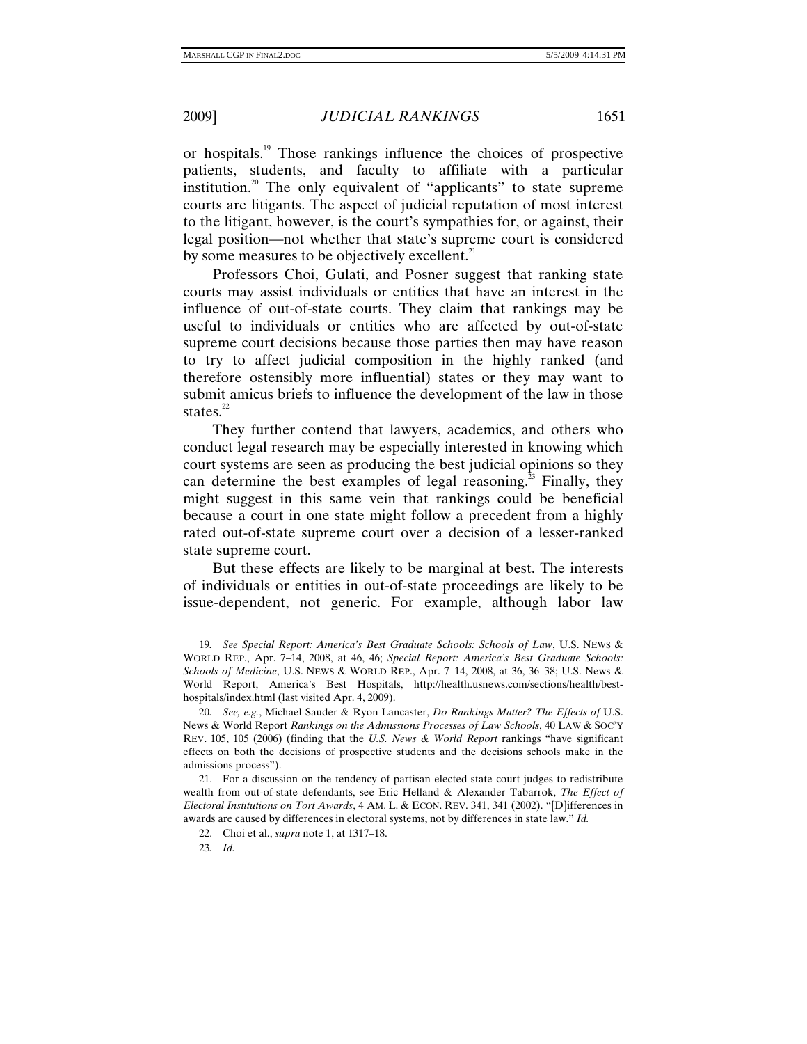or hospitals.[19] Those rankings influence the choices of prospective patients, students, and faculty to affiliate with a particular institution.[20] The only equivalent of "applicants" to state supreme courts are litigants. The aspect of judicial reputation of most interest to the litigant, however, is the court's sympathies for, or against, their legal position—not whether that state's supreme court is considered by some measures to be objectively excellent.[21]

Professors Choi, Gulati, and Posner suggest that ranking state courts may assist individuals or entities that have an interest in the influence of out-of-state courts. They claim that rankings may be useful to individuals or entities who are affected by out-of-state supreme court decisions because those parties then may have reason to try to affect judicial composition in the highly ranked (and therefore ostensibly more influential) states or they may want to submit amicus briefs to influence the development of the law in those states.[22]

They further contend that lawyers, academics, and others who conduct legal research may be especially interested in knowing which court systems are seen as producing the best judicial opinions so they can determine the best examples of legal reasoning.[23] Finally, they might suggest in this same vein that rankings could be beneficial because a court in one state might follow a precedent from a highly rated out-of-state supreme court over a decision of a lesser-ranked state supreme court.

But these effects are likely to be marginal at best. The interests of individuals or entities in out-of-state proceedings are likely to be issue-dependent, not generic. For example, although labor law

---

19. *See Special Report: America's Best Graduate Schools: Schools of Law*, U.S. NEWS & WORLD REP., Apr. 7–14, 2008, at 46, 46; *Special Report: America's Best Graduate Schools: Schools of Medicine*, U.S. NEWS & WORLD REP., Apr. 7–14, 2008, at 36, 36–38; U.S. News & World Report, America's Best Hospitals, http://health.usnews.com/sections/health/best-hospitals/index.html (last visited Apr. 4, 2009).

20. *See, e.g.*, Michael Sauder & Ryon Lancaster, *Do Rankings Matter? The Effects of* U.S. News & World Report *Rankings on the Admissions Processes of Law Schools*, 40 LAW & SOC'Y REV. 105, 105 (2006) (finding that the *U.S. News & World Report* rankings "have significant effects on both the decisions of prospective students and the decisions schools make in the admissions process").

21. For a discussion on the tendency of partisan elected state court judges to redistribute wealth from out-of-state defendants, see Eric Helland & Alexander Tabarrok, *The Effect of Electoral Institutions on Tort Awards*, 4 AM. L. & ECON. REV. 341, 341 (2002). "[D]ifferences in awards are caused by differences in electoral systems, not by differences in state law." *Id.*

22. Choi et al., *supra* note 1, at 1317–18.

23. *Id.*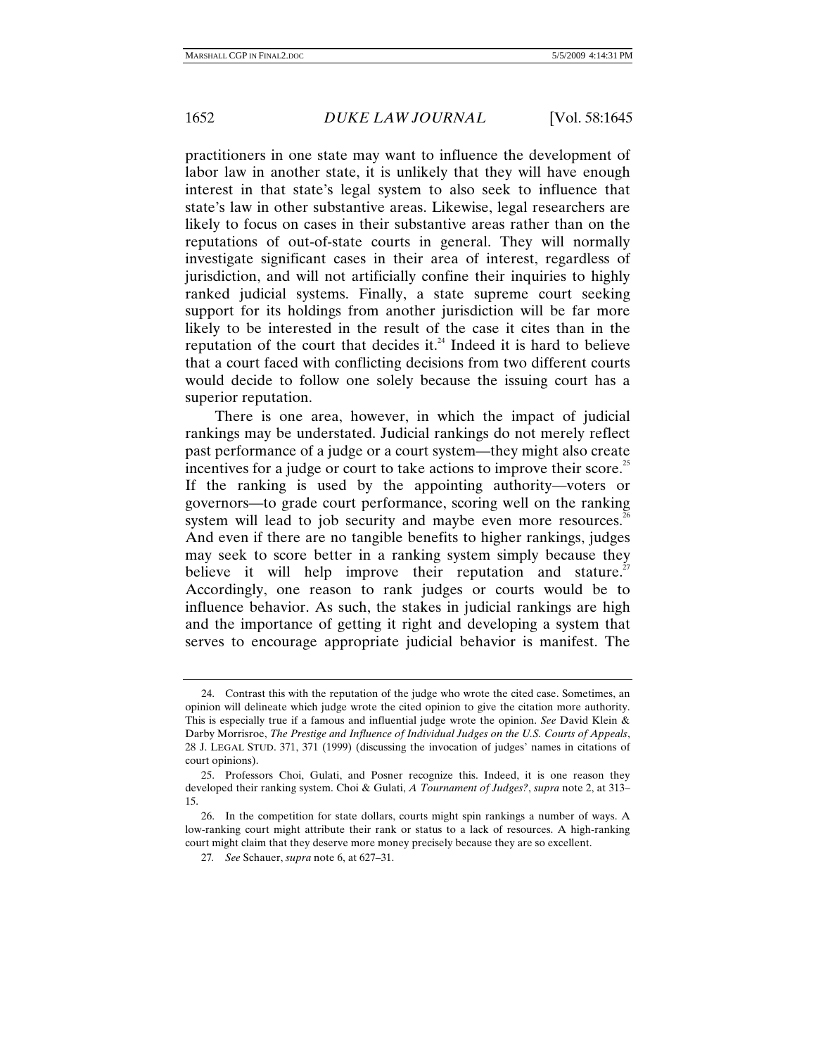practitioners in one state may want to influence the development of labor law in another state, it is unlikely that they will have enough interest in that state's legal system to also seek to influence that state's law in other substantive areas. Likewise, legal researchers are likely to focus on cases in their substantive areas rather than on the reputations of out-of-state courts in general. They will normally investigate significant cases in their area of interest, regardless of jurisdiction, and will not artificially confine their inquiries to highly ranked judicial systems. Finally, a state supreme court seeking support for its holdings from another jurisdiction will be far more likely to be interested in the result of the case it cites than in the reputation of the court that decides it.[24] Indeed it is hard to believe that a court faced with conflicting decisions from two different courts would decide to follow one solely because the issuing court has a superior reputation.

There is one area, however, in which the impact of judicial rankings may be understated. Judicial rankings do not merely reflect past performance of a judge or a court system—they might also create incentives for a judge or court to take actions to improve their score.[25] If the ranking is used by the appointing authority—voters or governors—to grade court performance, scoring well on the ranking system will lead to job security and maybe even more resources.[26] And even if there are no tangible benefits to higher rankings, judges may seek to score better in a ranking system simply because they believe it will help improve their reputation and stature.[27] Accordingly, one reason to rank judges or courts would be to influence behavior. As such, the stakes in judicial rankings are high and the importance of getting it right and developing a system that serves to encourage appropriate judicial behavior is manifest. The

---

24. Contrast this with the reputation of the judge who wrote the cited case. Sometimes, an opinion will delineate which judge wrote the cited opinion to give the citation more authority. This is especially true if a famous and influential judge wrote the opinion. *See* David Klein & Darby Morrisroe, *The Prestige and Influence of Individual Judges on the U.S. Courts of Appeals*, 28 J. LEGAL STUD. 371, 371 (1999) (discussing the invocation of judges' names in citations of court opinions).

25. Professors Choi, Gulati, and Posner recognize this. Indeed, it is one reason they developed their ranking system. Choi & Gulati, *A Tournament of Judges?*, *supra* note 2, at 313–15.

26. In the competition for state dollars, courts might spin rankings a number of ways. A low-ranking court might attribute their rank or status to a lack of resources. A high-ranking court might claim that they deserve more money precisely because they are so excellent.

27. *See* Schauer, *supra* note 6, at 627–31.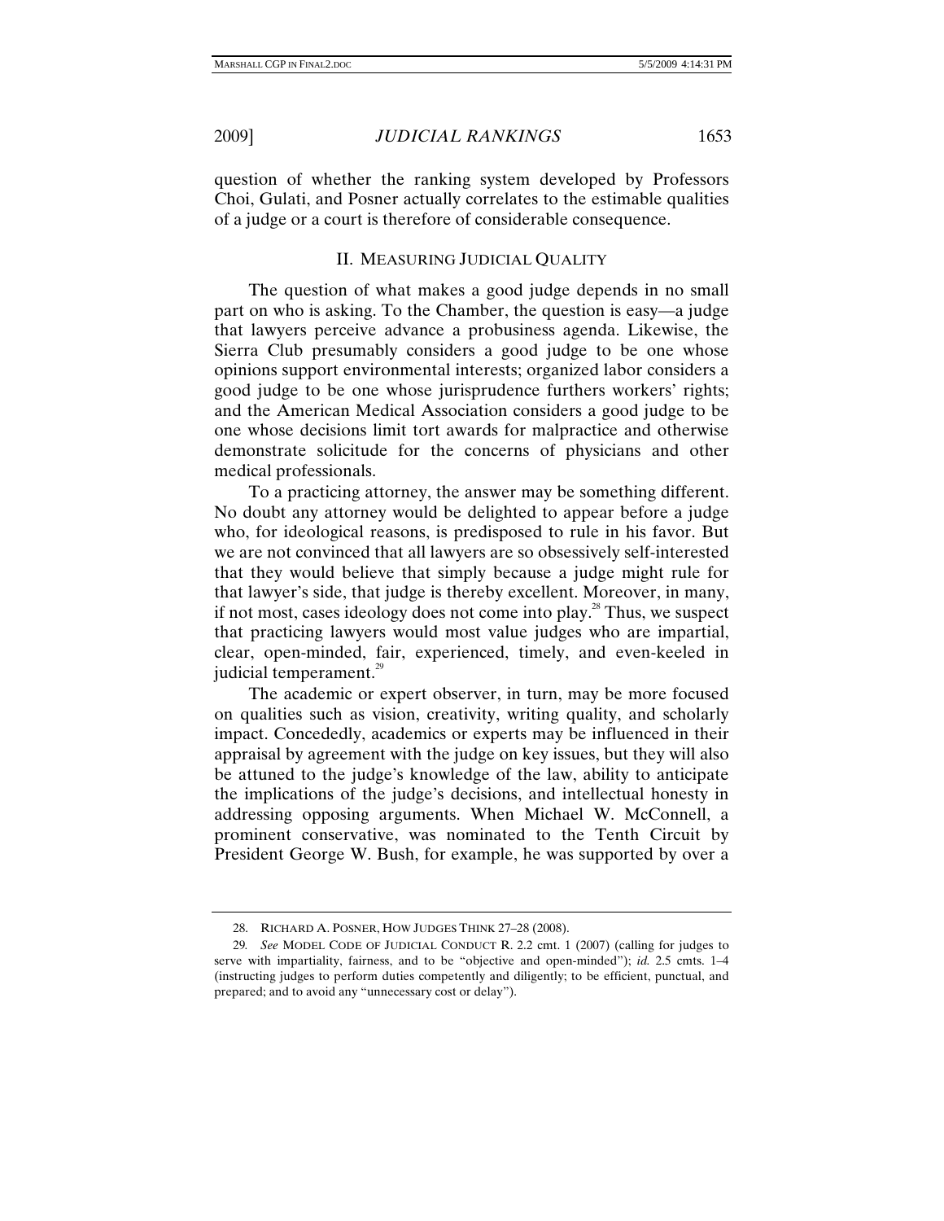question of whether the ranking system developed by Professors Choi, Gulati, and Posner actually correlates to the estimable qualities of a judge or a court is therefore of considerable consequence.

## II. MEASURING JUDICIAL QUALITY

The question of what makes a good judge depends in no small part on who is asking. To the Chamber, the question is easy—a judge that lawyers perceive advance a probusiness agenda. Likewise, the Sierra Club presumably considers a good judge to be one whose opinions support environmental interests; organized labor considers a good judge to be one whose jurisprudence furthers workers' rights; and the American Medical Association considers a good judge to be one whose decisions limit tort awards for malpractice and otherwise demonstrate solicitude for the concerns of physicians and other medical professionals.

To a practicing attorney, the answer may be something different. No doubt any attorney would be delighted to appear before a judge who, for ideological reasons, is predisposed to rule in his favor. But we are not convinced that all lawyers are so obsessively self-interested that they would believe that simply because a judge might rule for that lawyer's side, that judge is thereby excellent. Moreover, in many, if not most, cases ideology does not come into play.[28] Thus, we suspect that practicing lawyers would most value judges who are impartial, clear, open-minded, fair, experienced, timely, and even-keeled in judicial temperament.[29]

The academic or expert observer, in turn, may be more focused on qualities such as vision, creativity, writing quality, and scholarly impact. Concededly, academics or experts may be influenced in their appraisal by agreement with the judge on key issues, but they will also be attuned to the judge's knowledge of the law, ability to anticipate the implications of the judge's decisions, and intellectual honesty in addressing opposing arguments. When Michael W. McConnell, a prominent conservative, was nominated to the Tenth Circuit by President George W. Bush, for example, he was supported by over a

---

28. RICHARD A. POSNER, HOW JUDGES THINK 27–28 (2008).

29. *See* MODEL CODE OF JUDICIAL CONDUCT R. 2.2 cmt. 1 (2007) (calling for judges to serve with impartiality, fairness, and to be "objective and open-minded"); *id.* 2.5 cmts. 1–4 (instructing judges to perform duties competently and diligently; to be efficient, punctual, and prepared; and to avoid any "unnecessary cost or delay").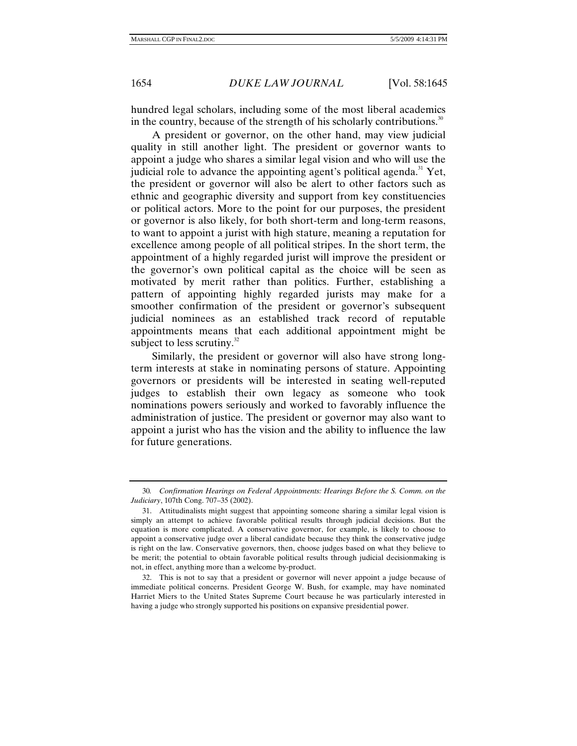hundred legal scholars, including some of the most liberal academics in the country, because of the strength of his scholarly contributions.[30]

A president or governor, on the other hand, may view judicial quality in still another light. The president or governor wants to appoint a judge who shares a similar legal vision and who will use the judicial role to advance the appointing agent's political agenda.[31] Yet, the president or governor will also be alert to other factors such as ethnic and geographic diversity and support from key constituencies or political actors. More to the point for our purposes, the president or governor is also likely, for both short-term and long-term reasons, to want to appoint a jurist with high stature, meaning a reputation for excellence among people of all political stripes. In the short term, the appointment of a highly regarded jurist will improve the president or the governor's own political capital as the choice will be seen as motivated by merit rather than politics. Further, establishing a pattern of appointing highly regarded jurists may make for a smoother confirmation of the president or governor's subsequent judicial nominees as an established track record of reputable appointments means that each additional appointment might be subject to less scrutiny.[32]

Similarly, the president or governor will also have strong long-term interests at stake in nominating persons of stature. Appointing governors or presidents will be interested in seating well-reputed judges to establish their own legacy as someone who took nominations powers seriously and worked to favorably influence the administration of justice. The president or governor may also want to appoint a jurist who has the vision and the ability to influence the law for future generations.

---

30. *Confirmation Hearings on Federal Appointments: Hearings Before the S. Comm. on the Judiciary*, 107th Cong. 707–35 (2002).

31. Attitudinalists might suggest that appointing someone sharing a similar legal vision is simply an attempt to achieve favorable political results through judicial decisions. But the equation is more complicated. A conservative governor, for example, is likely to choose to appoint a conservative judge over a liberal candidate because they think the conservative judge is right on the law. Conservative governors, then, choose judges based on what they believe to be merit; the potential to obtain favorable political results through judicial decisionmaking is not, in effect, anything more than a welcome by-product.

32. This is not to say that a president or governor will never appoint a judge because of immediate political concerns. President George W. Bush, for example, may have nominated Harriet Miers to the United States Supreme Court because he was particularly interested in having a judge who strongly supported his positions on expansive presidential power.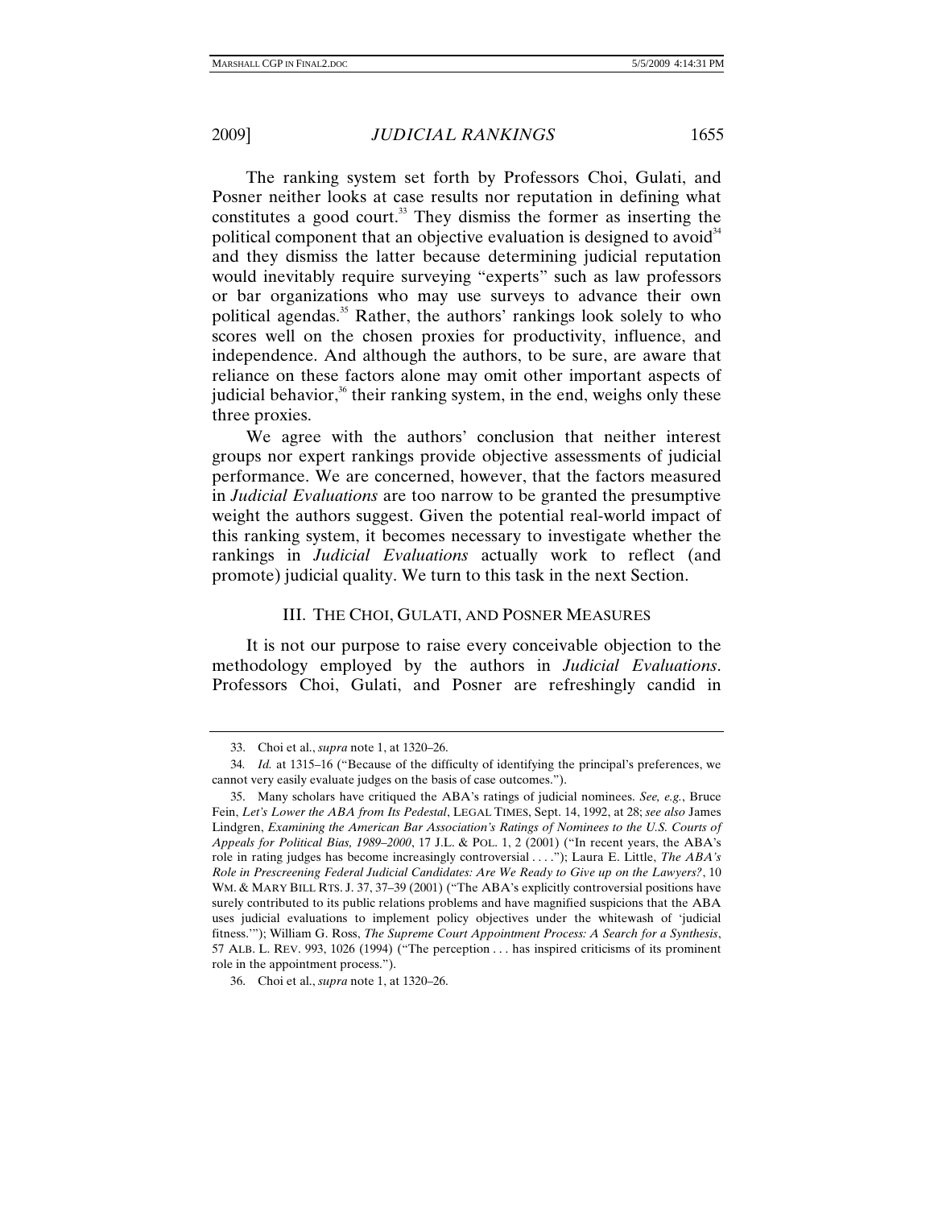The ranking system set forth by Professors Choi, Gulati, and Posner neither looks at case results nor reputation in defining what constitutes a good court.[33] They dismiss the former as inserting the political component that an objective evaluation is designed to avoid[34] and they dismiss the latter because determining judicial reputation would inevitably require surveying "experts" such as law professors or bar organizations who may use surveys to advance their own political agendas.[35] Rather, the authors' rankings look solely to who scores well on the chosen proxies for productivity, influence, and independence. And although the authors, to be sure, are aware that reliance on these factors alone may omit other important aspects of judicial behavior,[36] their ranking system, in the end, weighs only these three proxies.

We agree with the authors' conclusion that neither interest groups nor expert rankings provide objective assessments of judicial performance. We are concerned, however, that the factors measured in *Judicial Evaluations* are too narrow to be granted the presumptive weight the authors suggest. Given the potential real-world impact of this ranking system, it becomes necessary to investigate whether the rankings in *Judicial Evaluations* actually work to reflect (and promote) judicial quality. We turn to this task in the next Section.

## III. The Choi, Gulati, and Posner Measures

It is not our purpose to raise every conceivable objection to the methodology employed by the authors in *Judicial Evaluations*. Professors Choi, Gulati, and Posner are refreshingly candid in

---

33. Choi et al., *supra* note 1, at 1320–26.

34. *Id.* at 1315–16 ("Because of the difficulty of identifying the principal's preferences, we cannot very easily evaluate judges on the basis of case outcomes.").

35. Many scholars have critiqued the ABA's ratings of judicial nominees. *See, e.g.*, Bruce Fein, *Let's Lower the ABA from Its Pedestal*, LEGAL TIMES, Sept. 14, 1992, at 28; *see also* James Lindgren, *Examining the American Bar Association's Ratings of Nominees to the U.S. Courts of Appeals for Political Bias, 1989–2000*, 17 J.L. & POL. 1, 2 (2001) ("In recent years, the ABA's role in rating judges has become increasingly controversial . . . ."); Laura E. Little, *The ABA's Role in Prescreening Federal Judicial Candidates: Are We Ready to Give up on the Lawyers?*, 10 WM. & MARY BILL RTS. J. 37, 37–39 (2001) ("The ABA's explicitly controversial positions have surely contributed to its public relations problems and have magnified suspicions that the ABA uses judicial evaluations to implement policy objectives under the whitewash of 'judicial fitness.'"); William G. Ross, *The Supreme Court Appointment Process: A Search for a Synthesis*, 57 ALB. L. REV. 993, 1026 (1994) ("The perception . . . has inspired criticisms of its prominent role in the appointment process.").

36. Choi et al., *supra* note 1, at 1320–26.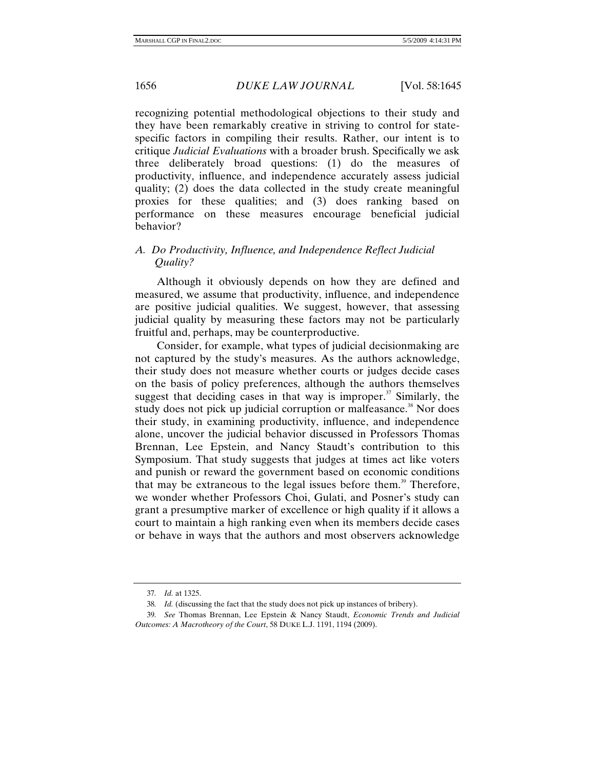recognizing potential methodological objections to their study and they have been remarkably creative in striving to control for state-specific factors in compiling their results. Rather, our intent is to critique *Judicial Evaluations* with a broader brush. Specifically we ask three deliberately broad questions: (1) do the measures of productivity, influence, and independence accurately assess judicial quality; (2) does the data collected in the study create meaningful proxies for these qualities; and (3) does ranking based on performance on these measures encourage beneficial judicial behavior?

### *A. Do Productivity, Influence, and Independence Reflect Judicial Quality?*

Although it obviously depends on how they are defined and measured, we assume that productivity, influence, and independence are positive judicial qualities. We suggest, however, that assessing judicial quality by measuring these factors may not be particularly fruitful and, perhaps, may be counterproductive.

Consider, for example, what types of judicial decisionmaking are not captured by the study's measures. As the authors acknowledge, their study does not measure whether courts or judges decide cases on the basis of policy preferences, although the authors themselves suggest that deciding cases in that way is improper.[37] Similarly, the study does not pick up judicial corruption or malfeasance.[38] Nor does their study, in examining productivity, influence, and independence alone, uncover the judicial behavior discussed in Professors Thomas Brennan, Lee Epstein, and Nancy Staudt's contribution to this Symposium. That study suggests that judges at times act like voters and punish or reward the government based on economic conditions that may be extraneous to the legal issues before them.[39] Therefore, we wonder whether Professors Choi, Gulati, and Posner's study can grant a presumptive marker of excellence or high quality if it allows a court to maintain a high ranking even when its members decide cases or behave in ways that the authors and most observers acknowledge

---

37. *Id.* at 1325.

38. *Id.* (discussing the fact that the study does not pick up instances of bribery).

39. *See* Thomas Brennan, Lee Epstein & Nancy Staudt, *Economic Trends and Judicial Outcomes: A Macrotheory of the Court*, 58 DUKE L.J. 1191, 1194 (2009).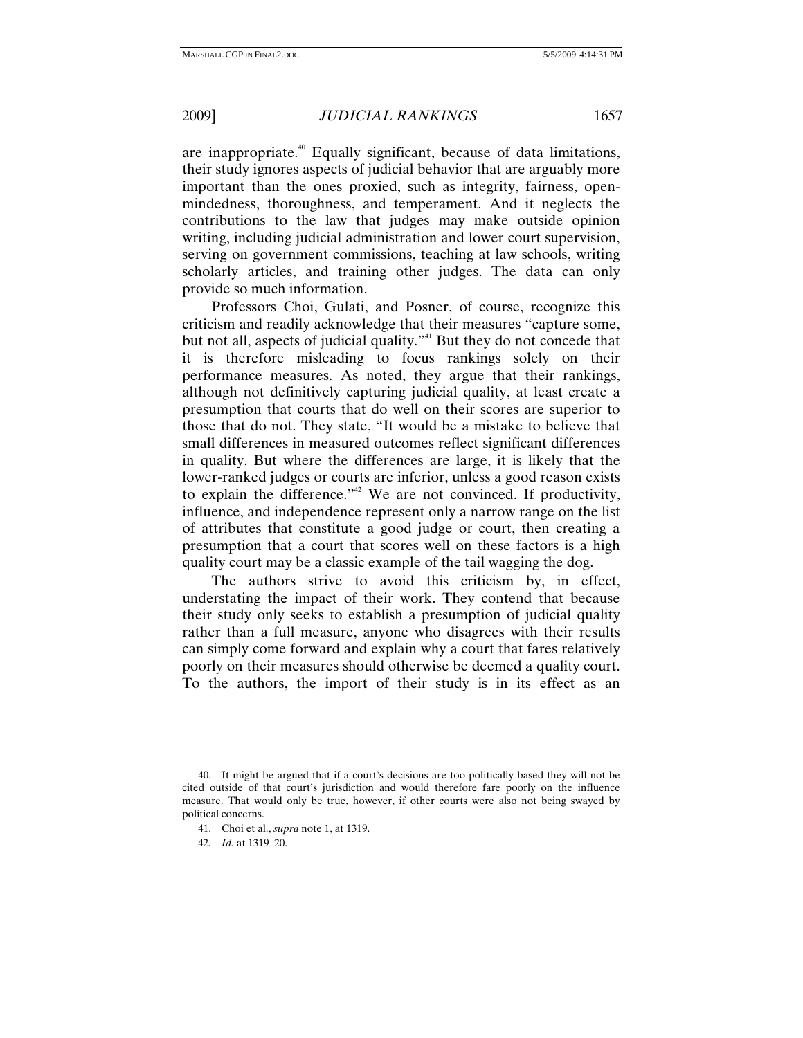are inappropriate.[40] Equally significant, because of data limitations, their study ignores aspects of judicial behavior that are arguably more important than the ones proxied, such as integrity, fairness, open-mindedness, thoroughness, and temperament. And it neglects the contributions to the law that judges may make outside opinion writing, including judicial administration and lower court supervision, serving on government commissions, teaching at law schools, writing scholarly articles, and training other judges. The data can only provide so much information.

Professors Choi, Gulati, and Posner, of course, recognize this criticism and readily acknowledge that their measures "capture some, but not all, aspects of judicial quality."[41] But they do not concede that it is therefore misleading to focus rankings solely on their performance measures. As noted, they argue that their rankings, although not definitively capturing judicial quality, at least create a presumption that courts that do well on their scores are superior to those that do not. They state, "It would be a mistake to believe that small differences in measured outcomes reflect significant differences in quality. But where the differences are large, it is likely that the lower-ranked judges or courts are inferior, unless a good reason exists to explain the difference."[42] We are not convinced. If productivity, influence, and independence represent only a narrow range on the list of attributes that constitute a good judge or court, then creating a presumption that a court that scores well on these factors is a high quality court may be a classic example of the tail wagging the dog.

The authors strive to avoid this criticism by, in effect, understating the impact of their work. They contend that because their study only seeks to establish a presumption of judicial quality rather than a full measure, anyone who disagrees with their results can simply come forward and explain why a court that fares relatively poorly on their measures should otherwise be deemed a quality court. To the authors, the import of their study is in its effect as an

---

40. It might be argued that if a court's decisions are too politically based they will not be cited outside of that court's jurisdiction and would therefore fare poorly on the influence measure. That would only be true, however, if other courts were also not being swayed by political concerns.

41. Choi et al., *supra* note 1, at 1319.

42. *Id.* at 1319–20.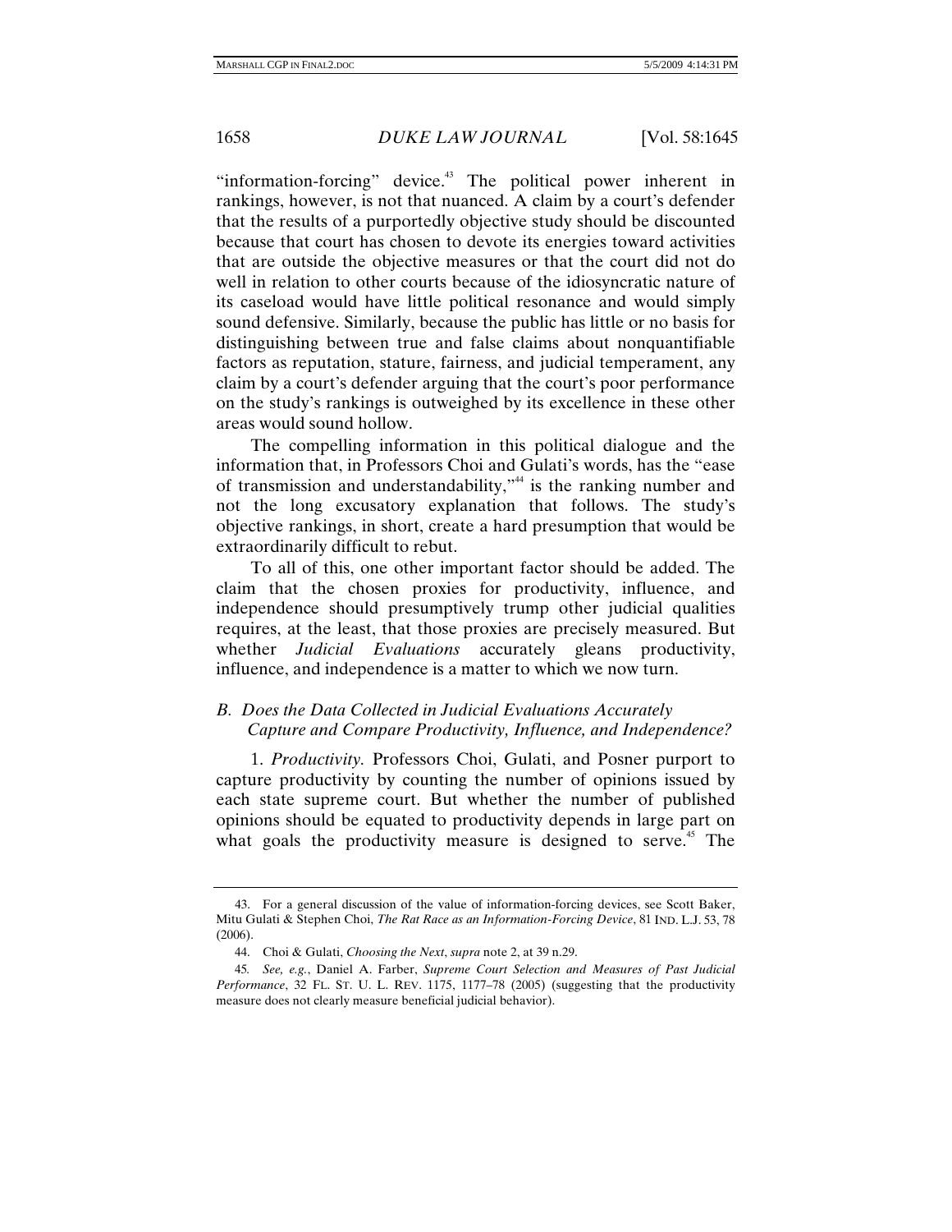"information-forcing" device.[43] The political power inherent in rankings, however, is not that nuanced. A claim by a court's defender that the results of a purportedly objective study should be discounted because that court has chosen to devote its energies toward activities that are outside the objective measures or that the court did not do well in relation to other courts because of the idiosyncratic nature of its caseload would have little political resonance and would simply sound defensive. Similarly, because the public has little or no basis for distinguishing between true and false claims about nonquantifiable factors as reputation, stature, fairness, and judicial temperament, any claim by a court's defender arguing that the court's poor performance on the study's rankings is outweighed by its excellence in these other areas would sound hollow.

The compelling information in this political dialogue and the information that, in Professors Choi and Gulati's words, has the "ease of transmission and understandability,"[44] is the ranking number and not the long excusatory explanation that follows. The study's objective rankings, in short, create a hard presumption that would be extraordinarily difficult to rebut.

To all of this, one other important factor should be added. The claim that the chosen proxies for productivity, influence, and independence should presumptively trump other judicial qualities requires, at the least, that those proxies are precisely measured. But whether *Judicial Evaluations* accurately gleans productivity, influence, and independence is a matter to which we now turn.

### *B. Does the Data Collected in Judicial Evaluations Accurately Capture and Compare Productivity, Influence, and Independence?*

1. *Productivity.* Professors Choi, Gulati, and Posner purport to capture productivity by counting the number of opinions issued by each state supreme court. But whether the number of published opinions should be equated to productivity depends in large part on what goals the productivity measure is designed to serve.[45] The

---

43. For a general discussion of the value of information-forcing devices, see Scott Baker, Mitu Gulati & Stephen Choi, *The Rat Race as an Information-Forcing Device*, 81 IND. L.J. 53, 78 (2006).

44. Choi & Gulati, *Choosing the Next*, *supra* note 2, at 39 n.29.

45. *See, e.g.*, Daniel A. Farber, *Supreme Court Selection and Measures of Past Judicial Performance*, 32 FL. ST. U. L. REV. 1175, 1177–78 (2005) (suggesting that the productivity measure does not clearly measure beneficial judicial behavior).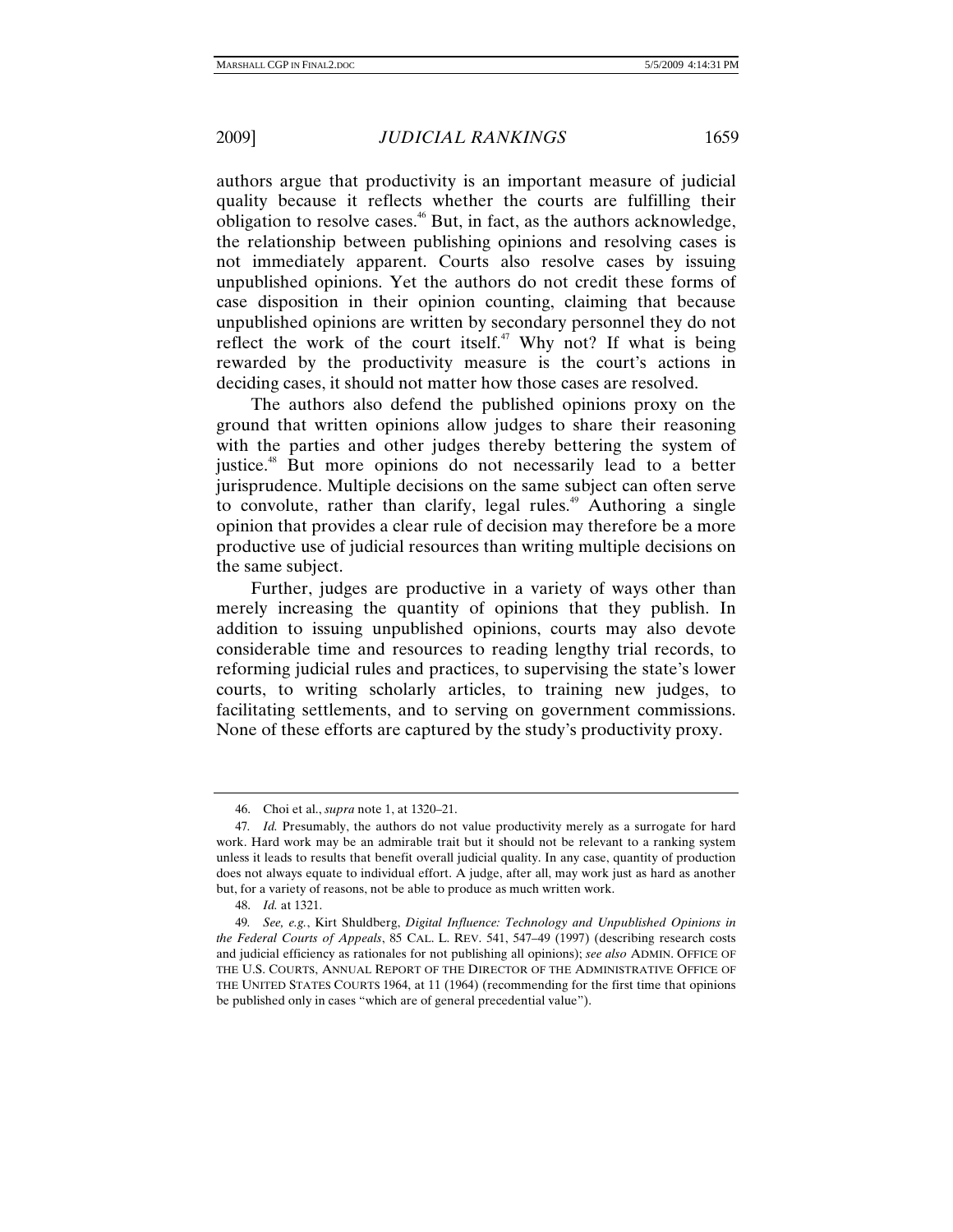authors argue that productivity is an important measure of judicial quality because it reflects whether the courts are fulfilling their obligation to resolve cases.[46] But, in fact, as the authors acknowledge, the relationship between publishing opinions and resolving cases is not immediately apparent. Courts also resolve cases by issuing unpublished opinions. Yet the authors do not credit these forms of case disposition in their opinion counting, claiming that because unpublished opinions are written by secondary personnel they do not reflect the work of the court itself.[47] Why not? If what is being rewarded by the productivity measure is the court's actions in deciding cases, it should not matter how those cases are resolved.

The authors also defend the published opinions proxy on the ground that written opinions allow judges to share their reasoning with the parties and other judges thereby bettering the system of justice.[48] But more opinions do not necessarily lead to a better jurisprudence. Multiple decisions on the same subject can often serve to convolute, rather than clarify, legal rules.[49] Authoring a single opinion that provides a clear rule of decision may therefore be a more productive use of judicial resources than writing multiple decisions on the same subject.

Further, judges are productive in a variety of ways other than merely increasing the quantity of opinions that they publish. In addition to issuing unpublished opinions, courts may also devote considerable time and resources to reading lengthy trial records, to reforming judicial rules and practices, to supervising the state's lower courts, to writing scholarly articles, to training new judges, to facilitating settlements, and to serving on government commissions. None of these efforts are captured by the study's productivity proxy.

---

46. Choi et al., *supra* note 1, at 1320–21.

47. *Id.* Presumably, the authors do not value productivity merely as a surrogate for hard work. Hard work may be an admirable trait but it should not be relevant to a ranking system unless it leads to results that benefit overall judicial quality. In any case, quantity of production does not always equate to individual effort. A judge, after all, may work just as hard as another but, for a variety of reasons, not be able to produce as much written work.

48. *Id.* at 1321.

49. *See, e.g.*, Kirt Shuldberg, *Digital Influence: Technology and Unpublished Opinions in the Federal Courts of Appeals*, 85 CAL. L. REV. 541, 547–49 (1997) (describing research costs and judicial efficiency as rationales for not publishing all opinions); *see also* ADMIN. OFFICE OF THE U.S. COURTS, ANNUAL REPORT OF THE DIRECTOR OF THE ADMINISTRATIVE OFFICE OF THE UNITED STATES COURTS 1964, at 11 (1964) (recommending for the first time that opinions be published only in cases "which are of general precedential value").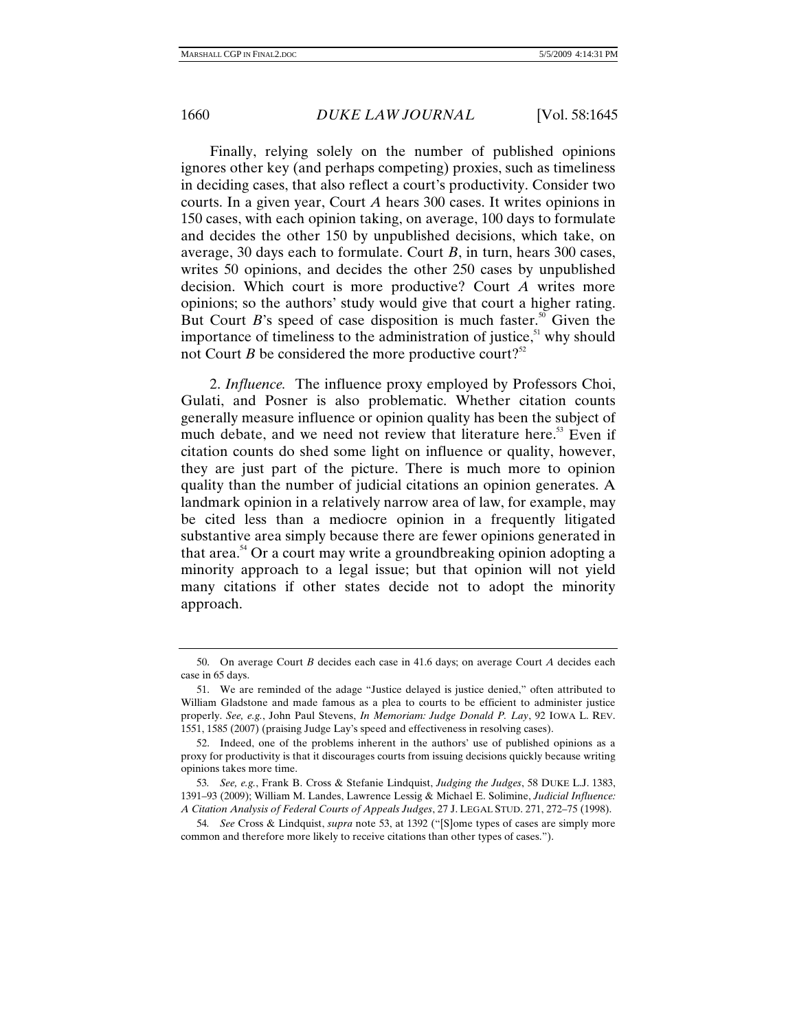Finally, relying solely on the number of published opinions ignores other key (and perhaps competing) proxies, such as timeliness in deciding cases, that also reflect a court's productivity. Consider two courts. In a given year, Court *A* hears 300 cases. It writes opinions in 150 cases, with each opinion taking, on average, 100 days to formulate and decides the other 150 by unpublished decisions, which take, on average, 30 days each to formulate. Court *B*, in turn, hears 300 cases, writes 50 opinions, and decides the other 250 cases by unpublished decision. Which court is more productive? Court *A* writes more opinions; so the authors' study would give that court a higher rating. But Court *B*'s speed of case disposition is much faster.[50] Given the importance of timeliness to the administration of justice,[51] why should not Court *B* be considered the more productive court?[52]

2. *Influence.* The influence proxy employed by Professors Choi, Gulati, and Posner is also problematic. Whether citation counts generally measure influence or opinion quality has been the subject of much debate, and we need not review that literature here.[53] Even if citation counts do shed some light on influence or quality, however, they are just part of the picture. There is much more to opinion quality than the number of judicial citations an opinion generates. A landmark opinion in a relatively narrow area of law, for example, may be cited less than a mediocre opinion in a frequently litigated substantive area simply because there are fewer opinions generated in that area.[54] Or a court may write a groundbreaking opinion adopting a minority approach to a legal issue; but that opinion will not yield many citations if other states decide not to adopt the minority approach.

---

50. On average Court *B* decides each case in 41.6 days; on average Court *A* decides each case in 65 days.

51. We are reminded of the adage "Justice delayed is justice denied," often attributed to William Gladstone and made famous as a plea to courts to be efficient to administer justice properly. *See, e.g.*, John Paul Stevens, *In Memoriam: Judge Donald P. Lay*, 92 IOWA L. REV. 1551, 1585 (2007) (praising Judge Lay's speed and effectiveness in resolving cases).

52. Indeed, one of the problems inherent in the authors' use of published opinions as a proxy for productivity is that it discourages courts from issuing decisions quickly because writing opinions takes more time.

53. *See, e.g.*, Frank B. Cross & Stefanie Lindquist, *Judging the Judges*, 58 DUKE L.J. 1383, 1391–93 (2009); William M. Landes, Lawrence Lessig & Michael E. Solimine, *Judicial Influence: A Citation Analysis of Federal Courts of Appeals Judges*, 27 J. LEGAL STUD. 271, 272–75 (1998).

54. *See* Cross & Lindquist, *supra* note 53, at 1392 ("[S]ome types of cases are simply more common and therefore more likely to receive citations than other types of cases.").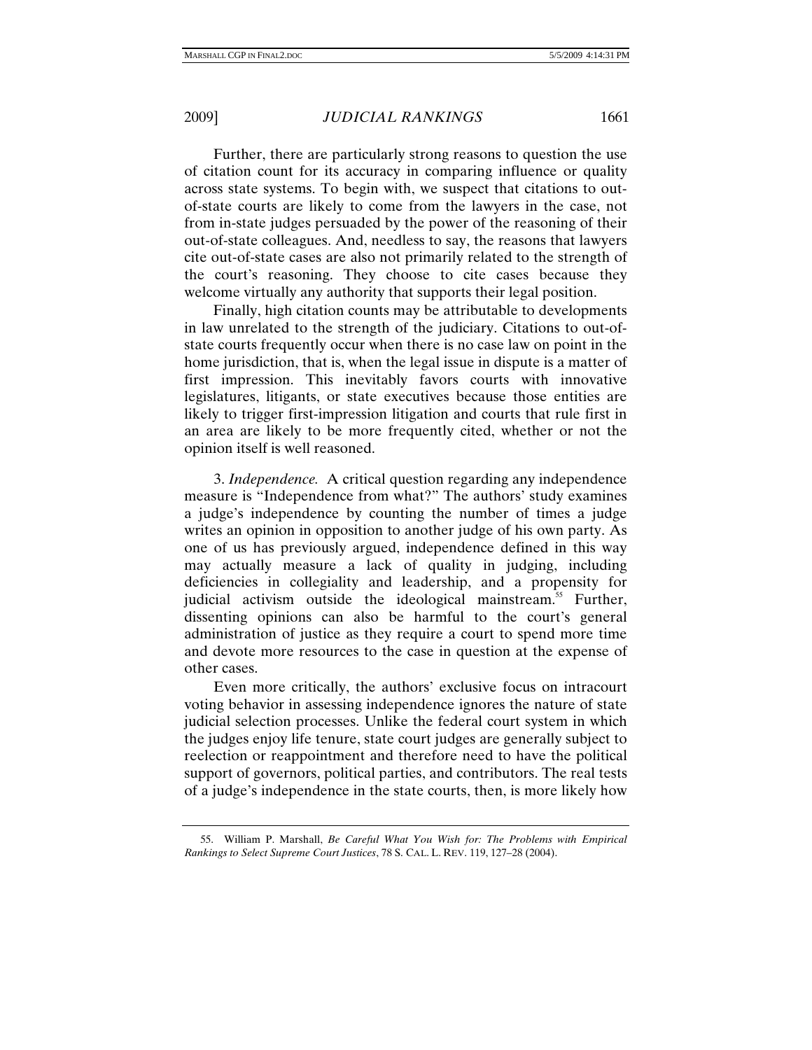Further, there are particularly strong reasons to question the use of citation count for its accuracy in comparing influence or quality across state systems. To begin with, we suspect that citations to out-of-state courts are likely to come from the lawyers in the case, not from in-state judges persuaded by the power of the reasoning of their out-of-state colleagues. And, needless to say, the reasons that lawyers cite out-of-state cases are also not primarily related to the strength of the court's reasoning. They choose to cite cases because they welcome virtually any authority that supports their legal position.

Finally, high citation counts may be attributable to developments in law unrelated to the strength of the judiciary. Citations to out-of-state courts frequently occur when there is no case law on point in the home jurisdiction, that is, when the legal issue in dispute is a matter of first impression. This inevitably favors courts with innovative legislatures, litigants, or state executives because those entities are likely to trigger first-impression litigation and courts that rule first in an area are likely to be more frequently cited, whether or not the opinion itself is well reasoned.

3. *Independence.* A critical question regarding any independence measure is "Independence from what?" The authors' study examines a judge's independence by counting the number of times a judge writes an opinion in opposition to another judge of his own party. As one of us has previously argued, independence defined in this way may actually measure a lack of quality in judging, including deficiencies in collegiality and leadership, and a propensity for judicial activism outside the ideological mainstream.[55] Further, dissenting opinions can also be harmful to the court's general administration of justice as they require a court to spend more time and devote more resources to the case in question at the expense of other cases.

Even more critically, the authors' exclusive focus on intracourt voting behavior in assessing independence ignores the nature of state judicial selection processes. Unlike the federal court system in which the judges enjoy life tenure, state court judges are generally subject to reelection or reappointment and therefore need to have the political support of governors, political parties, and contributors. The real tests of a judge's independence in the state courts, then, is more likely how

55. William P. Marshall, *Be Careful What You Wish for: The Problems with Empirical Rankings to Select Supreme Court Justices*, 78 S. CAL. L. REV. 119, 127–28 (2004).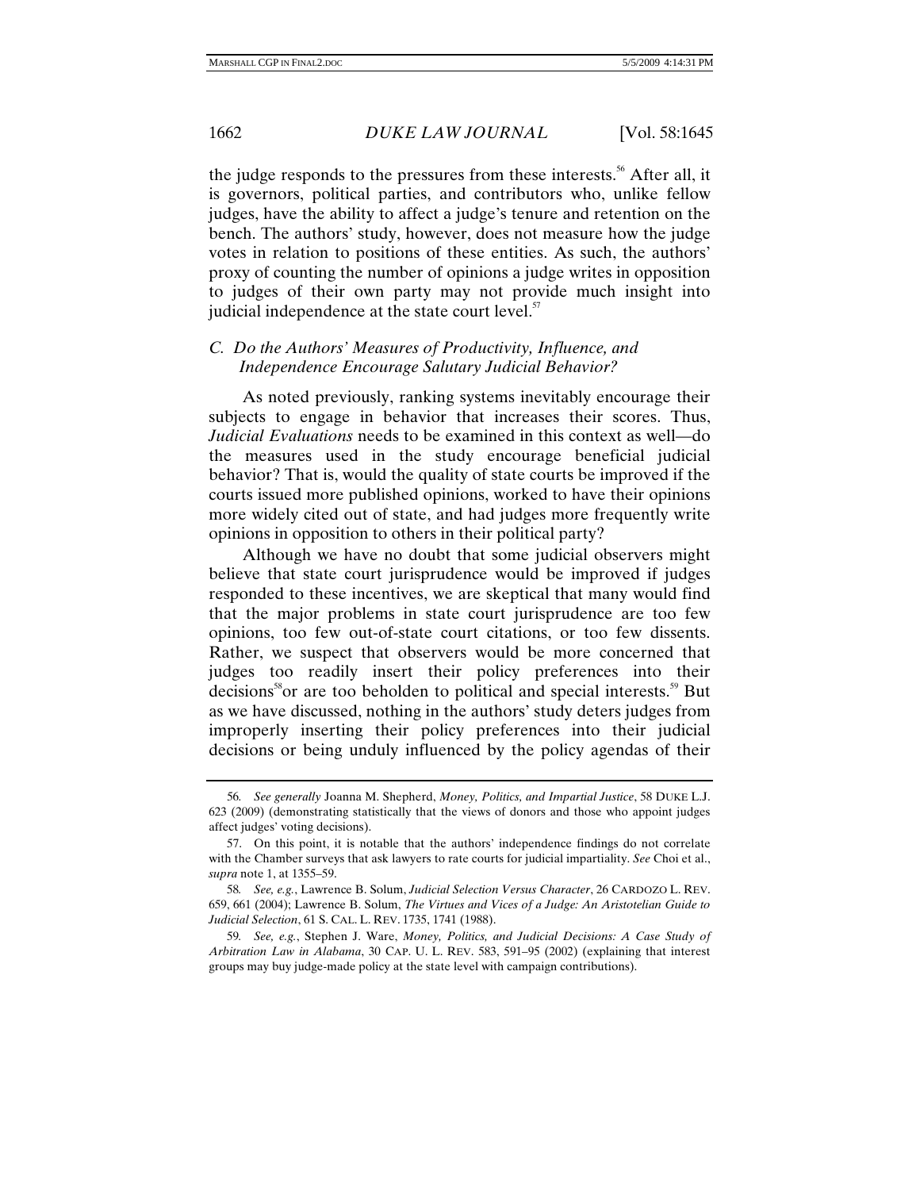the judge responds to the pressures from these interests.[56] After all, it is governors, political parties, and contributors who, unlike fellow judges, have the ability to affect a judge's tenure and retention on the bench. The authors' study, however, does not measure how the judge votes in relation to positions of these entities. As such, the authors' proxy of counting the number of opinions a judge writes in opposition to judges of their own party may not provide much insight into judicial independence at the state court level.[57]

### *C. Do the Authors' Measures of Productivity, Influence, and Independence Encourage Salutary Judicial Behavior?*

As noted previously, ranking systems inevitably encourage their subjects to engage in behavior that increases their scores. Thus, *Judicial Evaluations* needs to be examined in this context as well—do the measures used in the study encourage beneficial judicial behavior? That is, would the quality of state courts be improved if the courts issued more published opinions, worked to have their opinions more widely cited out of state, and had judges more frequently write opinions in opposition to others in their political party?

Although we have no doubt that some judicial observers might believe that state court jurisprudence would be improved if judges responded to these incentives, we are skeptical that many would find that the major problems in state court jurisprudence are too few opinions, too few out-of-state court citations, or too few dissents. Rather, we suspect that observers would be more concerned that judges too readily insert their policy preferences into their decisions[58] or are too beholden to political and special interests.[59] But as we have discussed, nothing in the authors' study deters judges from improperly inserting their policy preferences into their judicial decisions or being unduly influenced by the policy agendas of their

---

56. *See generally* Joanna M. Shepherd, *Money, Politics, and Impartial Justice*, 58 DUKE L.J. 623 (2009) (demonstrating statistically that the views of donors and those who appoint judges affect judges' voting decisions).

57. On this point, it is notable that the authors' independence findings do not correlate with the Chamber surveys that ask lawyers to rate courts for judicial impartiality. *See* Choi et al., *supra* note 1, at 1355–59.

58. *See, e.g.*, Lawrence B. Solum, *Judicial Selection Versus Character*, 26 CARDOZO L. REV. 659, 661 (2004); Lawrence B. Solum, *The Virtues and Vices of a Judge: An Aristotelian Guide to Judicial Selection*, 61 S. CAL. L. REV. 1735, 1741 (1988).

59. *See, e.g.*, Stephen J. Ware, *Money, Politics, and Judicial Decisions: A Case Study of Arbitration Law in Alabama*, 30 CAP. U. L. REV. 583, 591–95 (2002) (explaining that interest groups may buy judge-made policy at the state level with campaign contributions).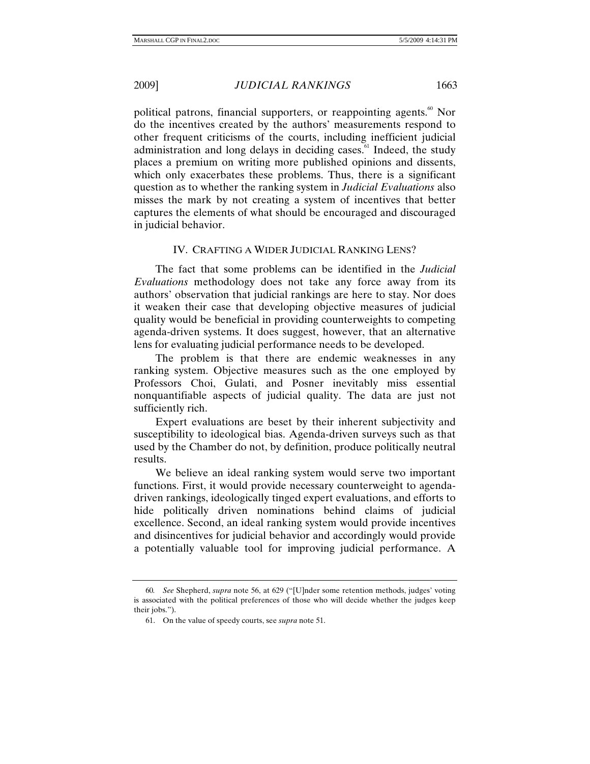political patrons, financial supporters, or reappointing agents.[60] Nor do the incentives created by the authors' measurements respond to other frequent criticisms of the courts, including inefficient judicial administration and long delays in deciding cases.[61] Indeed, the study places a premium on writing more published opinions and dissents, which only exacerbates these problems. Thus, there is a significant question as to whether the ranking system in *Judicial Evaluations* also misses the mark by not creating a system of incentives that better captures the elements of what should be encouraged and discouraged in judicial behavior.

## IV. CRAFTING A WIDER JUDICIAL RANKING LENS?

The fact that some problems can be identified in the *Judicial Evaluations* methodology does not take any force away from its authors' observation that judicial rankings are here to stay. Nor does it weaken their case that developing objective measures of judicial quality would be beneficial in providing counterweights to competing agenda-driven systems. It does suggest, however, that an alternative lens for evaluating judicial performance needs to be developed.

The problem is that there are endemic weaknesses in any ranking system. Objective measures such as the one employed by Professors Choi, Gulati, and Posner inevitably miss essential nonquantifiable aspects of judicial quality. The data are just not sufficiently rich.

Expert evaluations are beset by their inherent subjectivity and susceptibility to ideological bias. Agenda-driven surveys such as that used by the Chamber do not, by definition, produce politically neutral results.

We believe an ideal ranking system would serve two important functions. First, it would provide necessary counterweight to agenda-driven rankings, ideologically tinged expert evaluations, and efforts to hide politically driven nominations behind claims of judicial excellence. Second, an ideal ranking system would provide incentives and disincentives for judicial behavior and accordingly would provide a potentially valuable tool for improving judicial performance. A

---

60. *See* Shepherd, *supra* note 56, at 629 ("[U]nder some retention methods, judges' voting is associated with the political preferences of those who will decide whether the judges keep their jobs.").

61. On the value of speedy courts, see *supra* note 51.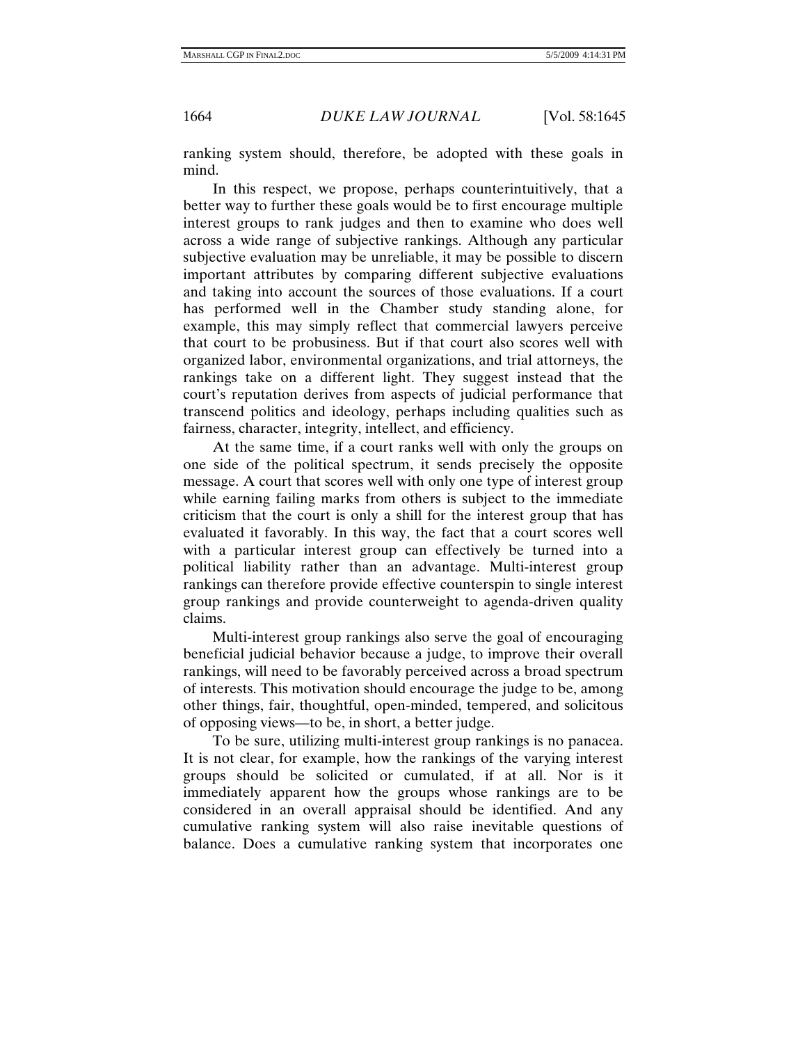ranking system should, therefore, be adopted with these goals in mind.

In this respect, we propose, perhaps counterintuitively, that a better way to further these goals would be to first encourage multiple interest groups to rank judges and then to examine who does well across a wide range of subjective rankings. Although any particular subjective evaluation may be unreliable, it may be possible to discern important attributes by comparing different subjective evaluations and taking into account the sources of those evaluations. If a court has performed well in the Chamber study standing alone, for example, this may simply reflect that commercial lawyers perceive that court to be probusiness. But if that court also scores well with organized labor, environmental organizations, and trial attorneys, the rankings take on a different light. They suggest instead that the court's reputation derives from aspects of judicial performance that transcend politics and ideology, perhaps including qualities such as fairness, character, integrity, intellect, and efficiency.

At the same time, if a court ranks well with only the groups on one side of the political spectrum, it sends precisely the opposite message. A court that scores well with only one type of interest group while earning failing marks from others is subject to the immediate criticism that the court is only a shill for the interest group that has evaluated it favorably. In this way, the fact that a court scores well with a particular interest group can effectively be turned into a political liability rather than an advantage. Multi-interest group rankings can therefore provide effective counterspin to single interest group rankings and provide counterweight to agenda-driven quality claims.

Multi-interest group rankings also serve the goal of encouraging beneficial judicial behavior because a judge, to improve their overall rankings, will need to be favorably perceived across a broad spectrum of interests. This motivation should encourage the judge to be, among other things, fair, thoughtful, open-minded, tempered, and solicitous of opposing views—to be, in short, a better judge.

To be sure, utilizing multi-interest group rankings is no panacea. It is not clear, for example, how the rankings of the varying interest groups should be solicited or cumulated, if at all. Nor is it immediately apparent how the groups whose rankings are to be considered in an overall appraisal should be identified. And any cumulative ranking system will also raise inevitable questions of balance. Does a cumulative ranking system that incorporates one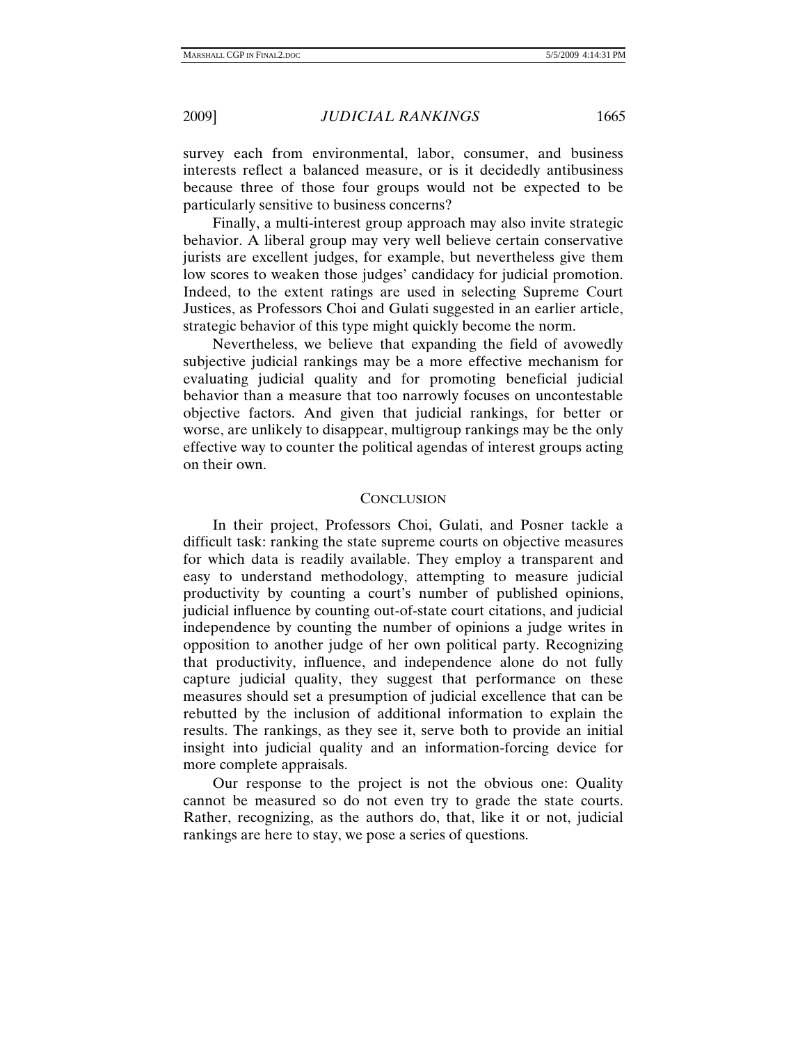survey each from environmental, labor, consumer, and business interests reflect a balanced measure, or is it decidedly antibusiness because three of those four groups would not be expected to be particularly sensitive to business concerns?

Finally, a multi-interest group approach may also invite strategic behavior. A liberal group may very well believe certain conservative jurists are excellent judges, for example, but nevertheless give them low scores to weaken those judges' candidacy for judicial promotion. Indeed, to the extent ratings are used in selecting Supreme Court Justices, as Professors Choi and Gulati suggested in an earlier article, strategic behavior of this type might quickly become the norm.

Nevertheless, we believe that expanding the field of avowedly subjective judicial rankings may be a more effective mechanism for evaluating judicial quality and for promoting beneficial judicial behavior than a measure that too narrowly focuses on uncontestable objective factors. And given that judicial rankings, for better or worse, are unlikely to disappear, multigroup rankings may be the only effective way to counter the political agendas of interest groups acting on their own.

## CONCLUSION

In their project, Professors Choi, Gulati, and Posner tackle a difficult task: ranking the state supreme courts on objective measures for which data is readily available. They employ a transparent and easy to understand methodology, attempting to measure judicial productivity by counting a court's number of published opinions, judicial influence by counting out-of-state court citations, and judicial independence by counting the number of opinions a judge writes in opposition to another judge of her own political party. Recognizing that productivity, influence, and independence alone do not fully capture judicial quality, they suggest that performance on these measures should set a presumption of judicial excellence that can be rebutted by the inclusion of additional information to explain the results. The rankings, as they see it, serve both to provide an initial insight into judicial quality and an information-forcing device for more complete appraisals.

Our response to the project is not the obvious one: Quality cannot be measured so do not even try to grade the state courts. Rather, recognizing, as the authors do, that, like it or not, judicial rankings are here to stay, we pose a series of questions.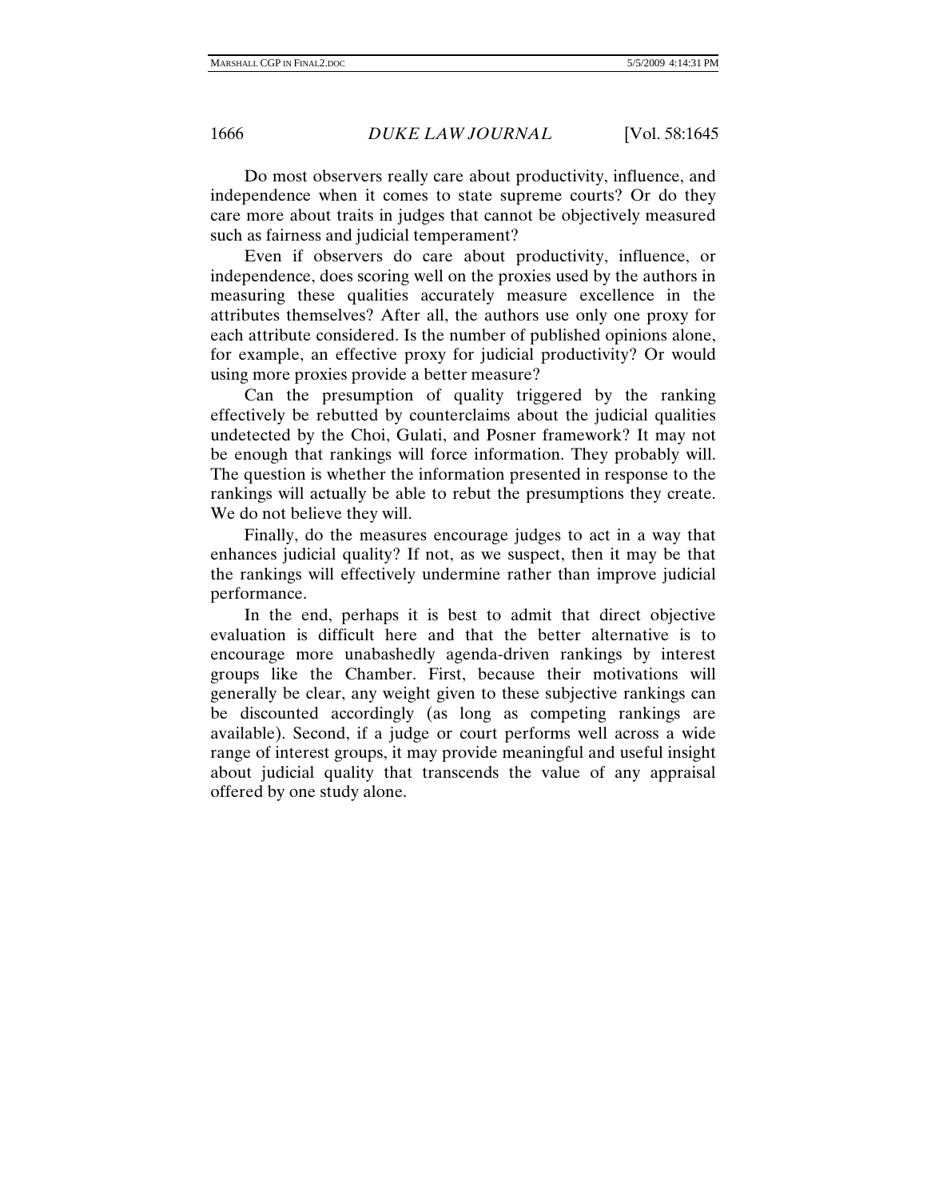Do most observers really care about productivity, influence, and independence when it comes to state supreme courts? Or do they care more about traits in judges that cannot be objectively measured such as fairness and judicial temperament?

Even if observers do care about productivity, influence, or independence, does scoring well on the proxies used by the authors in measuring these qualities accurately measure excellence in the attributes themselves? After all, the authors use only one proxy for each attribute considered. Is the number of published opinions alone, for example, an effective proxy for judicial productivity? Or would using more proxies provide a better measure?

Can the presumption of quality triggered by the ranking effectively be rebutted by counterclaims about the judicial qualities undetected by the Choi, Gulati, and Posner framework? It may not be enough that rankings will force information. They probably will. The question is whether the information presented in response to the rankings will actually be able to rebut the presumptions they create. We do not believe they will.

Finally, do the measures encourage judges to act in a way that enhances judicial quality? If not, as we suspect, then it may be that the rankings will effectively undermine rather than improve judicial performance.

In the end, perhaps it is best to admit that direct objective evaluation is difficult here and that the better alternative is to encourage more unabashedly agenda-driven rankings by interest groups like the Chamber. First, because their motivations will generally be clear, any weight given to these subjective rankings can be discounted accordingly (as long as competing rankings are available). Second, if a judge or court performs well across a wide range of interest groups, it may provide meaningful and useful insight about judicial quality that transcends the value of any appraisal offered by one study alone.